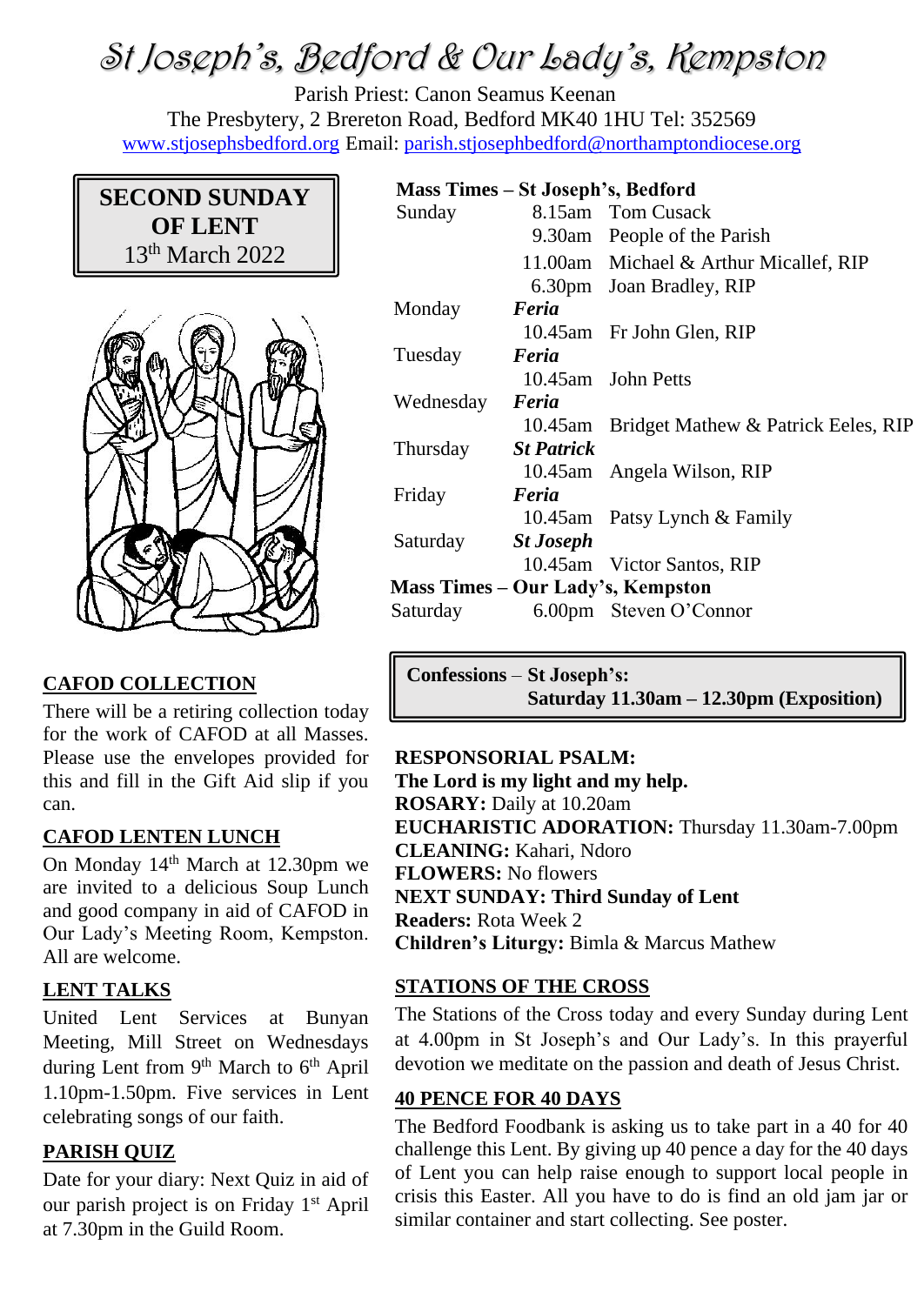# St Joseph's, Bedford & Our Lady's, Kempston

Parish Priest: Canon Seamus Keenan
The Presbytery, 2 Brereton Road, Bedford MK40 1HU Tel: 352569
www.stjosephsbedford.org Email: parish.stjosephbedford@northamptondiocese.org

## SECOND SUNDAY OF LENT
13th March 2022

**Mass Times – St Joseph's, Bedford**

| | | |
|---|---|---|
| Sunday | 8.15am | Tom Cusack |
| | 9.30am | People of the Parish |
| | 11.00am | Michael & Arthur Micallef, RIP |
| | 6.30pm | Joan Bradley, RIP |
| Monday | ***Feria*** | |
| | 10.45am | Fr John Glen, RIP |
| Tuesday | ***Feria*** | |
| | 10.45am | John Petts |
| Wednesday | ***Feria*** | |
| | 10.45am | Bridget Mathew & Patrick Eeles, RIP |
| Thursday | ***St Patrick*** | |
| | 10.45am | Angela Wilson, RIP |
| Friday | ***Feria*** | |
| | 10.45am | Patsy Lynch & Family |
| Saturday | ***St Joseph*** | |
| | 10.45am | Victor Santos, RIP |

**Mass Times – Our Lady's, Kempston**

| | | |
|---|---|---|
| Saturday | 6.00pm | Steven O'Connor |

**Confessions – St Joseph's:**
**Saturday 11.30am – 12.30pm (Exposition)**

### CAFOD COLLECTION

There will be a retiring collection today for the work of CAFOD at all Masses. Please use the envelopes provided for this and fill in the Gift Aid slip if you can.

### CAFOD LENTEN LUNCH

On Monday 14th March at 12.30pm we are invited to a delicious Soup Lunch and good company in aid of CAFOD in Our Lady's Meeting Room, Kempston. All are welcome.

### LENT TALKS

United Lent Services at Bunyan Meeting, Mill Street on Wednesdays during Lent from 9th March to 6th April 1.10pm-1.50pm. Five services in Lent celebrating songs of our faith.

### PARISH QUIZ

Date for your diary: Next Quiz in aid of our parish project is on Friday 1st April at 7.30pm in the Guild Room.

**RESPONSORIAL PSALM:**
**The Lord is my light and my help.**
**ROSARY:** Daily at 10.20am
**EUCHARISTIC ADORATION:** Thursday 11.30am-7.00pm
**CLEANING:** Kahari, Ndoro
**FLOWERS:** No flowers
**NEXT SUNDAY: Third Sunday of Lent**
**Readers:** Rota Week 2
**Children's Liturgy:** Bimla & Marcus Mathew

### STATIONS OF THE CROSS

The Stations of the Cross today and every Sunday during Lent at 4.00pm in St Joseph's and Our Lady's. In this prayerful devotion we meditate on the passion and death of Jesus Christ.

### 40 PENCE FOR 40 DAYS

The Bedford Foodbank is asking us to take part in a 40 for 40 challenge this Lent. By giving up 40 pence a day for the 40 days of Lent you can help raise enough to support local people in crisis this Easter. All you have to do is find an old jam jar or similar container and start collecting. See poster.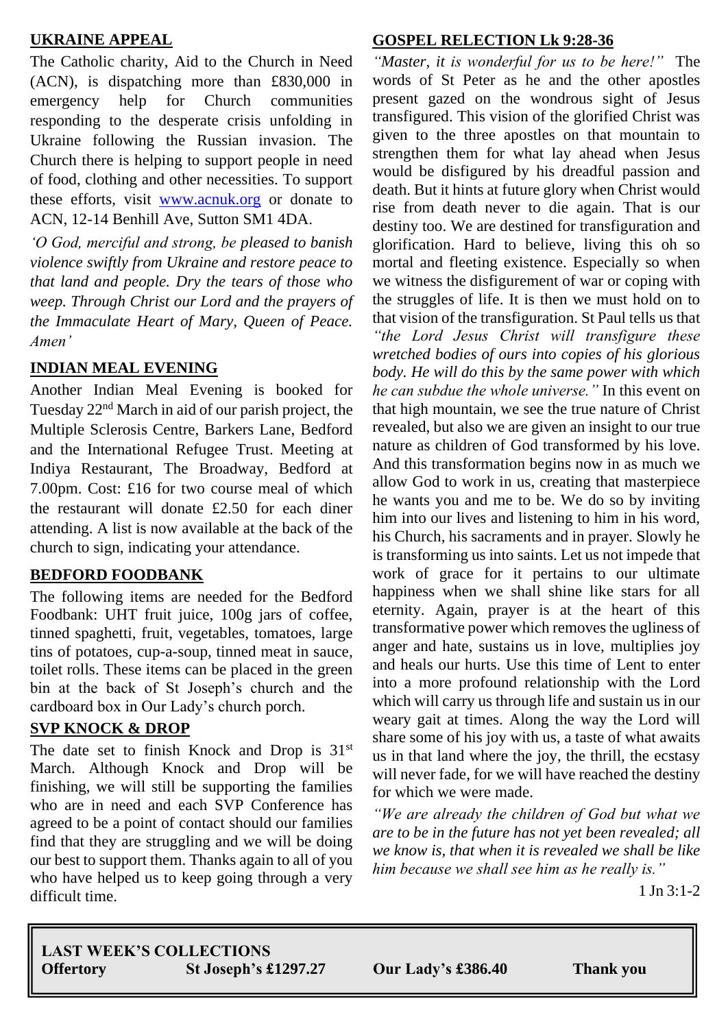## UKRAINE APPEAL

The Catholic charity, Aid to the Church in Need (ACN), is dispatching more than £830,000 in emergency help for Church communities responding to the desperate crisis unfolding in Ukraine following the Russian invasion. The Church there is helping to support people in need of food, clothing and other necessities. To support these efforts, visit www.acnuk.org or donate to ACN, 12-14 Benhill Ave, Sutton SM1 4DA.

*'O God, merciful and strong, be pleased to banish violence swiftly from Ukraine and restore peace to that land and people. Dry the tears of those who weep. Through Christ our Lord and the prayers of the Immaculate Heart of Mary, Queen of Peace. Amen'*

## INDIAN MEAL EVENING

Another Indian Meal Evening is booked for Tuesday 22nd March in aid of our parish project, the Multiple Sclerosis Centre, Barkers Lane, Bedford and the International Refugee Trust. Meeting at Indiya Restaurant, The Broadway, Bedford at 7.00pm. Cost: £16 for two course meal of which the restaurant will donate £2.50 for each diner attending. A list is now available at the back of the church to sign, indicating your attendance.

## BEDFORD FOODBANK

The following items are needed for the Bedford Foodbank: UHT fruit juice, 100g jars of coffee, tinned spaghetti, fruit, vegetables, tomatoes, large tins of potatoes, cup-a-soup, tinned meat in sauce, toilet rolls. These items can be placed in the green bin at the back of St Joseph's church and the cardboard box in Our Lady's church porch.

## SVP KNOCK & DROP

The date set to finish Knock and Drop is 31st March. Although Knock and Drop will be finishing, we will still be supporting the families who are in need and each SVP Conference has agreed to be a point of contact should our families find that they are struggling and we will be doing our best to support them. Thanks again to all of you who have helped us to keep going through a very difficult time.

## GOSPEL RELECTION Lk 9:28-36

*"Master, it is wonderful for us to be here!"* The words of St Peter as he and the other apostles present gazed on the wondrous sight of Jesus transfigured. This vision of the glorified Christ was given to the three apostles on that mountain to strengthen them for what lay ahead when Jesus would be disfigured by his dreadful passion and death. But it hints at future glory when Christ would rise from death never to die again. That is our destiny too. We are destined for transfiguration and glorification. Hard to believe, living this oh so mortal and fleeting existence. Especially so when we witness the disfigurement of war or coping with the struggles of life. It is then we must hold on to that vision of the transfiguration. St Paul tells us that *"the Lord Jesus Christ will transfigure these wretched bodies of ours into copies of his glorious body. He will do this by the same power with which he can subdue the whole universe."* In this event on that high mountain, we see the true nature of Christ revealed, but also we are given an insight to our true nature as children of God transformed by his love. And this transformation begins now in as much we allow God to work in us, creating that masterpiece he wants you and me to be. We do so by inviting him into our lives and listening to him in his word, his Church, his sacraments and in prayer. Slowly he is transforming us into saints. Let us not impede that work of grace for it pertains to our ultimate happiness when we shall shine like stars for all eternity. Again, prayer is at the heart of this transformative power which removes the ugliness of anger and hate, sustains us in love, multiplies joy and heals our hurts. Use this time of Lent to enter into a more profound relationship with the Lord which will carry us through life and sustain us in our weary gait at times. Along the way the Lord will share some of his joy with us, a taste of what awaits us in that land where the joy, the thrill, the ecstasy will never fade, for we will have reached the destiny for which we were made.

*"We are already the children of God but what we are to be in the future has not yet been revealed; all we know is, that when it is revealed we shall be like him because we shall see him as he really is."*

1 Jn 3:1-2

**LAST WEEK'S COLLECTIONS**

**Offertory** **St Joseph's £1297.27** **Our Lady's £386.40** **Thank you**